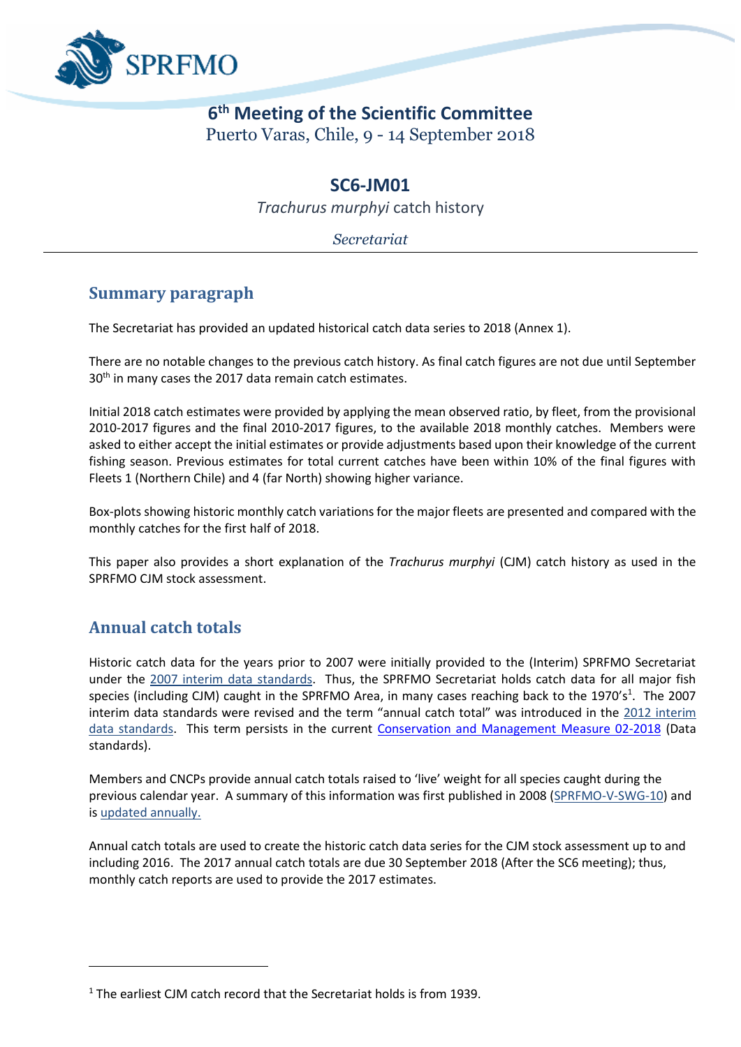# 6th Meeting of the Scientific Committee

Puerto Varas, Chile, 9 - 14 September 2018

## SC6-JM01

*Trachurus murphyi* catch history

*Secretariat*

---

## Summary paragraph

The Secretariat has provided an updated historical catch data series to 2018 (Annex 1).

There are no notable changes to the previous catch history. As final catch figures are not due until September 30th in many cases the 2017 data remain catch estimates.

Initial 2018 catch estimates were provided by applying the mean observed ratio, by fleet, from the provisional 2010-2017 figures and the final 2010-2017 figures, to the available 2018 monthly catches. Members were asked to either accept the initial estimates or provide adjustments based upon their knowledge of the current fishing season. Previous estimates for total current catches have been within 10% of the final figures with Fleets 1 (Northern Chile) and 4 (far North) showing higher variance.

Box-plots showing historic monthly catch variations for the major fleets are presented and compared with the monthly catches for the first half of 2018.

This paper also provides a short explanation of the *Trachurus murphyi* (CJM) catch history as used in the SPRFMO CJM stock assessment.

## Annual catch totals

Historic catch data for the years prior to 2007 were initially provided to the (Interim) SPRFMO Secretariat under the 2007 interim data standards. Thus, the SPRFMO Secretariat holds catch data for all major fish species (including CJM) caught in the SPRFMO Area, in many cases reaching back to the 1970's[1]. The 2007 interim data standards were revised and the term "annual catch total" was introduced in the 2012 interim data standards. This term persists in the current Conservation and Management Measure 02-2018 (Data standards).

Members and CNCPs provide annual catch totals raised to 'live' weight for all species caught during the previous calendar year. A summary of this information was first published in 2008 (SPRFMO-V-SWG-10) and is updated annually.

Annual catch totals are used to create the historic catch data series for the CJM stock assessment up to and including 2016. The 2017 annual catch totals are due 30 September 2018 (After the SC6 meeting); thus, monthly catch reports are used to provide the 2017 estimates.

---

[1] The earliest CJM catch record that the Secretariat holds is from 1939.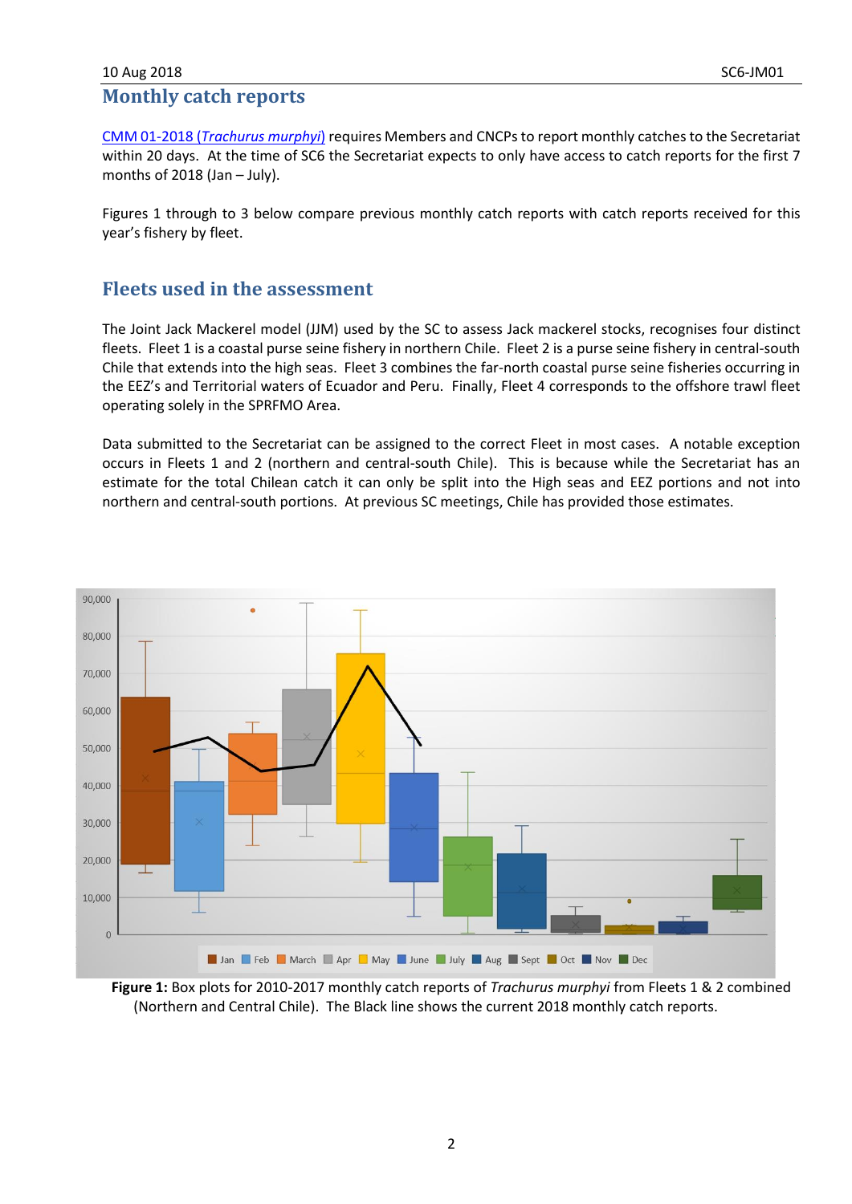## Monthly catch reports

CMM 01-2018 (*Trachurus murphyi*) requires Members and CNCPs to report monthly catches to the Secretariat within 20 days. At the time of SC6 the Secretariat expects to only have access to catch reports for the first 7 months of 2018 (Jan – July).

Figures 1 through to 3 below compare previous monthly catch reports with catch reports received for this year's fishery by fleet.

## Fleets used in the assessment

The Joint Jack Mackerel model (JJM) used by the SC to assess Jack mackerel stocks, recognises four distinct fleets. Fleet 1 is a coastal purse seine fishery in northern Chile. Fleet 2 is a purse seine fishery in central-south Chile that extends into the high seas. Fleet 3 combines the far-north coastal purse seine fisheries occurring in the EEZ's and Territorial waters of Ecuador and Peru. Finally, Fleet 4 corresponds to the offshore trawl fleet operating solely in the SPRFMO Area.

Data submitted to the Secretariat can be assigned to the correct Fleet in most cases. A notable exception occurs in Fleets 1 and 2 (northern and central-south Chile). This is because while the Secretariat has an estimate for the total Chilean catch it can only be split into the High seas and EEZ portions and not into northern and central-south portions. At previous SC meetings, Chile has provided those estimates.

**Figure 1:** Box plots for 2010-2017 monthly catch reports of *Trachurus murphyi* from Fleets 1 & 2 combined (Northern and Central Chile). The Black line shows the current 2018 monthly catch reports.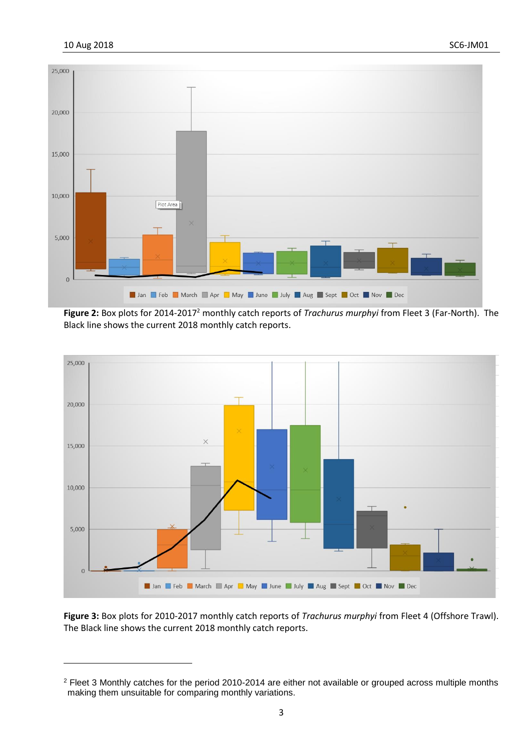**Figure 2:** Box plots for 2014-2017[2] monthly catch reports of *Trachurus murphyi* from Fleet 3 (Far-North). The Black line shows the current 2018 monthly catch reports.

**Figure 3:** Box plots for 2010-2017 monthly catch reports of *Trachurus murphyi* from Fleet 4 (Offshore Trawl). The Black line shows the current 2018 monthly catch reports.

[2] Fleet 3 Monthly catches for the period 2010-2014 are either not available or grouped across multiple months making them unsuitable for comparing monthly variations.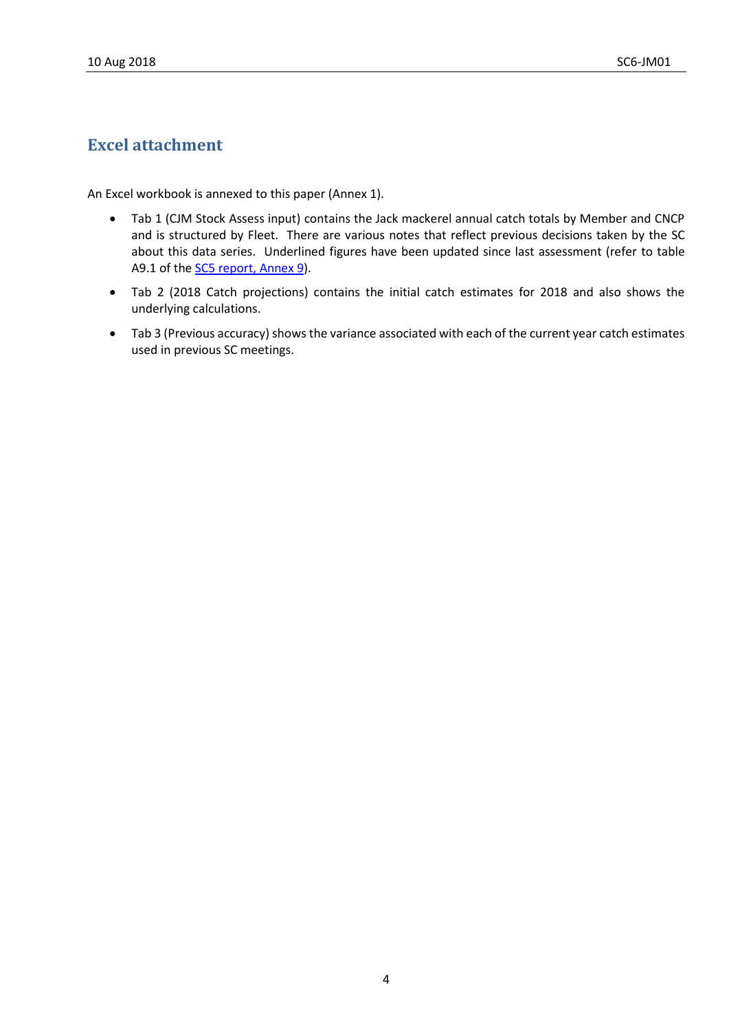## Excel attachment

An Excel workbook is annexed to this paper (Annex 1).

- Tab 1 (CJM Stock Assess input) contains the Jack mackerel annual catch totals by Member and CNCP and is structured by Fleet. There are various notes that reflect previous decisions taken by the SC about this data series. Underlined figures have been updated since last assessment (refer to table A9.1 of the SC5 report, Annex 9).
- Tab 2 (2018 Catch projections) contains the initial catch estimates for 2018 and also shows the underlying calculations.
- Tab 3 (Previous accuracy) shows the variance associated with each of the current year catch estimates used in previous SC meetings.